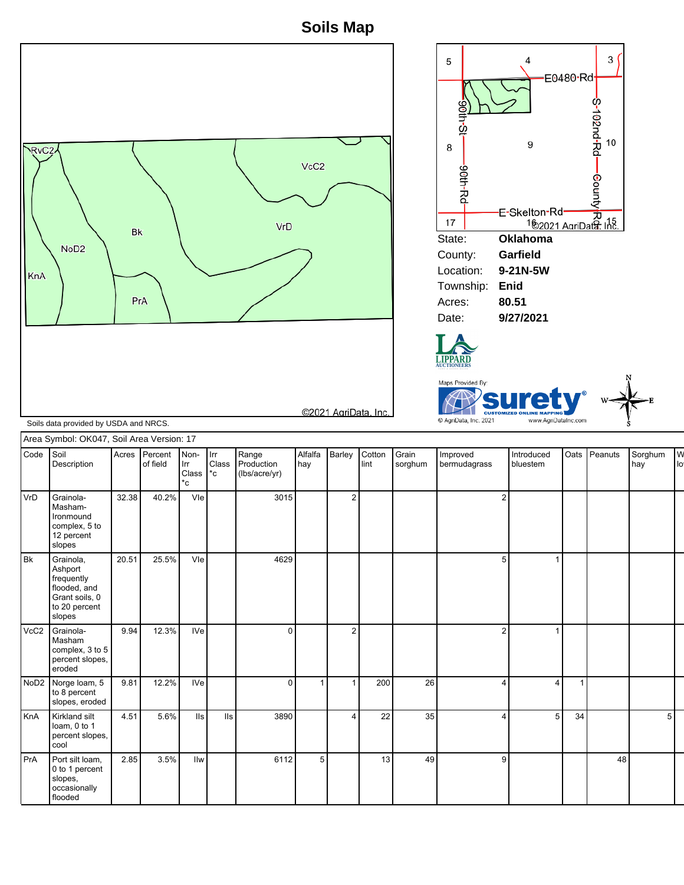# Soils Map

RvC2, NoD2, KnA, Bk, PrA, VrD, VcC2

©2021 AgriData, Inc.

| | |
|---|---|
| State: | **Oklahoma** |
| County: | **Garfield** |
| Location: | **9-21N-5W** |
| Township: | **Enid** |
| Acres: | **80.51** |
| Date: | **9/27/2021** |

LIPPARD AUCTIONEERS

Maps Provided By: surety® CUSTOMIZED ONLINE MAPPING

© AgriData, Inc. 2021 www.AgriDataInc.com

Soils data provided by USDA and NRCS.

Area Symbol: OK047, Soil Area Version: 17

| Code | Soil Description | Acres | Percent of field | Non-Irr Class *c | Irr Class *c | Range Production (lbs/acre/yr) | Alfalfa hay | Barley | Cotton lint | Grain sorghum | Improved bermudagrass | Introduced bluestem | Oats | Peanuts | Sorghum hay | W lo |
|---|---|---|---|---|---|---|---|---|---|---|---|---|---|---|---|---|
| VrD | Grainola-Masham-Ironmound complex, 5 to 12 percent slopes | 32.38 | 40.2% | VIe | | 3015 | | 2 | | | 2 | | | | | |
| Bk | Grainola, Ashport frequently flooded, and Grant soils, 0 to 20 percent slopes | 20.51 | 25.5% | VIe | | 4629 | | | | | 5 | 1 | | | | |
| VcC2 | Grainola-Masham complex, 3 to 5 percent slopes, eroded | 9.94 | 12.3% | IVe | | 0 | | 2 | | | 2 | 1 | | | | |
| NoD2 | Norge loam, 5 to 8 percent slopes, eroded | 9.81 | 12.2% | IVe | | 0 | 1 | 1 | 200 | 26 | 4 | 4 | 1 | | | |
| KnA | Kirkland silt loam, 0 to 1 percent slopes, cool | 4.51 | 5.6% | IIs | IIs | 3890 | | 4 | 22 | 35 | 4 | 5 | 34 | | 5 | |
| PrA | Port silt loam, 0 to 1 percent slopes, occasionally flooded | 2.85 | 3.5% | IIw | | 6112 | 5 | | 13 | 49 | 9 | | | 48 | | |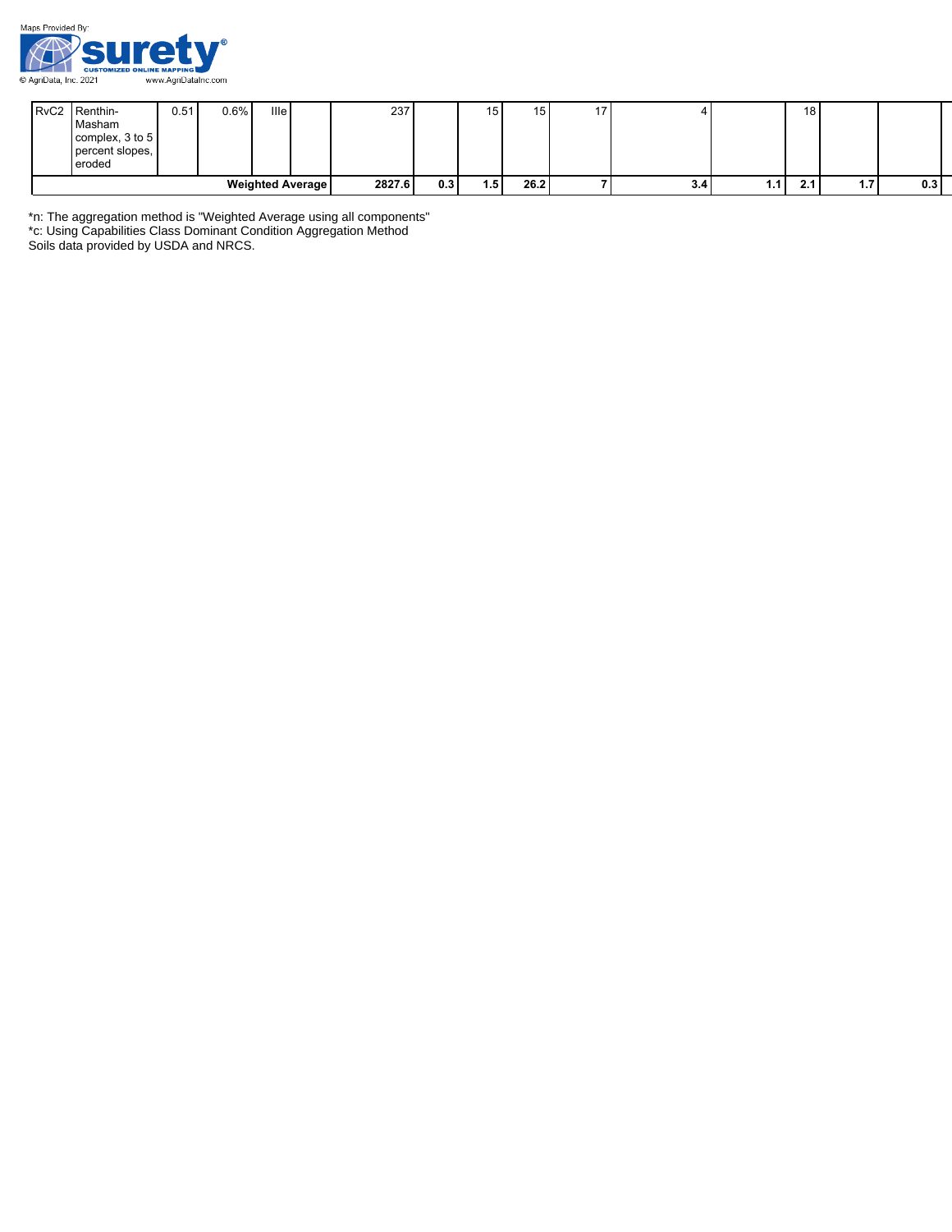| | | | | | | | | | | | | | | | |
|---|---|---|---|---|---|---|---|---|---|---|---|---|---|---|---|
| RvC2 | Renthin-Masham complex, 3 to 5 percent slopes, eroded | 0.51 | 0.6% | IIIe | | 237 | | 15 | 15 | 17 | 4 | | 18 | | |
| | | | | | **Weighted Average** | **2827.6** | **0.3** | **1.5** | **26.2** | **7** | **3.4** | **1.1** | **2.1** | **1.7** | **0.3** |

*n: The aggregation method is "Weighted Average using all components"
*c: Using Capabilities Class Dominant Condition Aggregation Method
Soils data provided by USDA and NRCS.